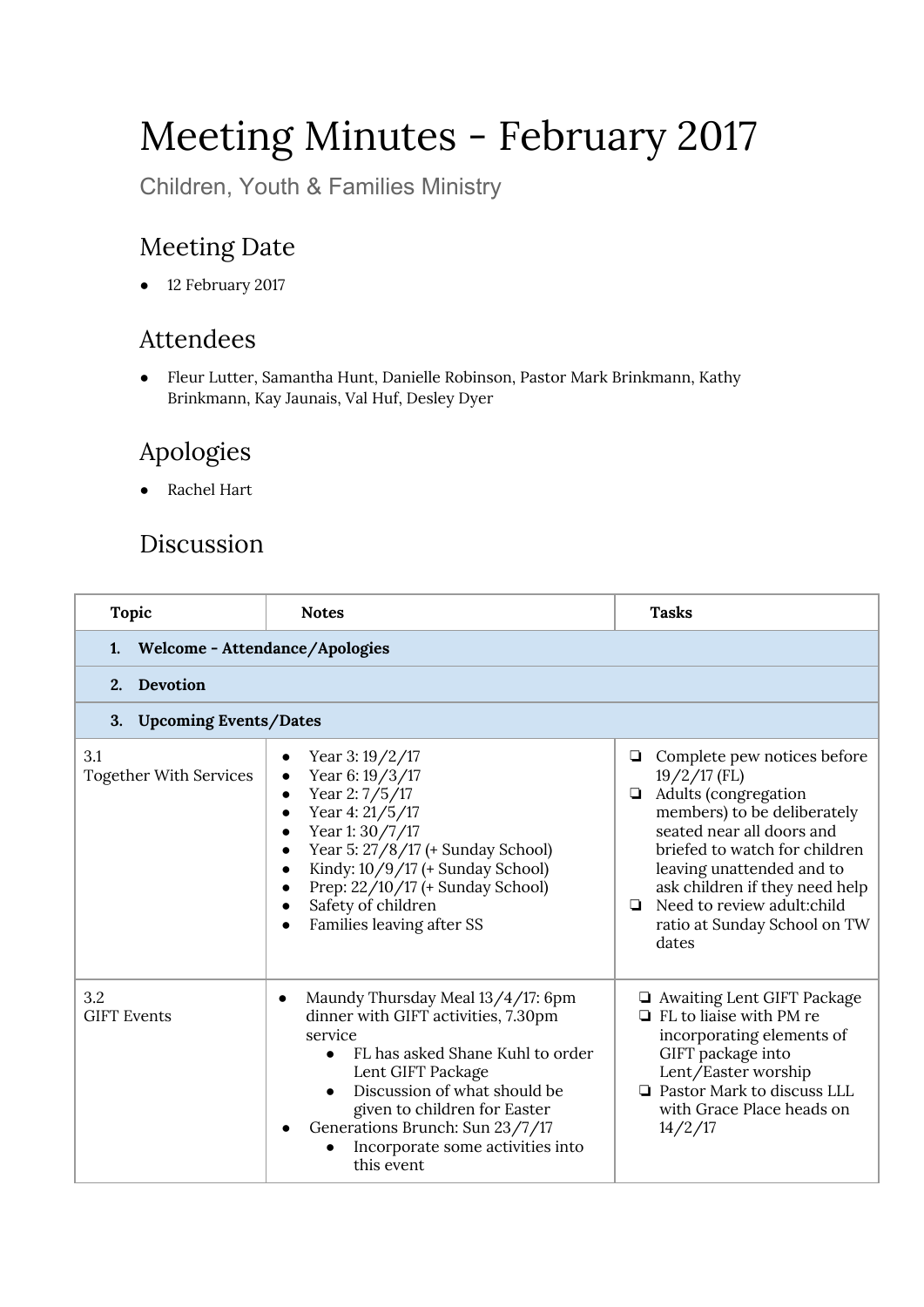# Meeting Minutes - February 2017

Children, Youth & Families Ministry

## Meeting Date

- 12 February 2017

## Attendees

- Fleur Lutter, Samantha Hunt, Danielle Robinson, Pastor Mark Brinkmann, Kathy Brinkmann, Kay Jaunais, Val Huf, Desley Dyer

## Apologies

- Rachel Hart

## Discussion

| Topic | Notes | Tasks |
|---|---|---|
| **1. Welcome - Attendance/Apologies** | | |
| **2. Devotion** | | |
| **3. Upcoming Events/Dates** | | |
| 3.1<br>Together With Services | • Year 3: 19/2/17<br>• Year 6: 19/3/17<br>• Year 2: 7/5/17<br>• Year 4: 21/5/17<br>• Year 1: 30/7/17<br>• Year 5: 27/8/17 (+ Sunday School)<br>• Kindy: 10/9/17 (+ Sunday School)<br>• Prep: 22/10/17 (+ Sunday School)<br>• Safety of children<br>• Families leaving after SS | ❏ Complete pew notices before 19/2/17 (FL)<br>❏ Adults (congregation members) to be deliberately seated near all doors and briefed to watch for children leaving unattended and to ask children if they need help<br>❏ Need to review adult:child ratio at Sunday School on TW dates |
| 3.2<br>GIFT Events | • Maundy Thursday Meal 13/4/17: 6pm dinner with GIFT activities, 7.30pm service<br>&nbsp;&nbsp;&nbsp;&nbsp;◦ FL has asked Shane Kuhl to order Lent GIFT Package<br>&nbsp;&nbsp;&nbsp;&nbsp;◦ Discussion of what should be given to children for Easter<br>• Generations Brunch: Sun 23/7/17<br>&nbsp;&nbsp;&nbsp;&nbsp;◦ Incorporate some activities into this event | ❏ Awaiting Lent GIFT Package<br>❏ FL to liaise with PM re incorporating elements of GIFT package into Lent/Easter worship<br>❏ Pastor Mark to discuss LLL with Grace Place heads on 14/2/17 |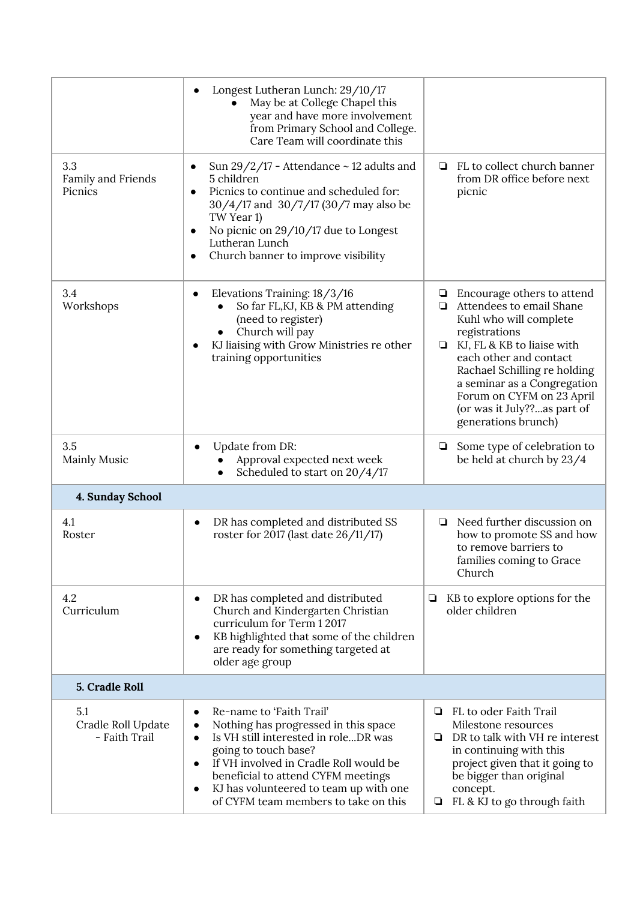| | | |
|---|---|---|
| | • Longest Lutheran Lunch: 29/10/17<br>  • May be at College Chapel this year and have more involvement from Primary School and College. Care Team will coordinate this | |
| 3.3<br>Family and Friends Picnics | • Sun 29/2/17 - Attendance ~ 12 adults and 5 children<br>• Picnics to continue and scheduled for: 30/4/17 and 30/7/17 (30/7 may also be TW Year 1)<br>• No picnic on 29/10/17 due to Longest Lutheran Lunch<br>• Church banner to improve visibility | ❏ FL to collect church banner from DR office before next picnic |
| 3.4<br>Workshops | • Elevations Training: 18/3/16<br>  • So far FL,KJ, KB & PM attending (need to register)<br>  • Church will pay<br>• KJ liaising with Grow Ministries re other training opportunities | ❏ Encourage others to attend<br>❏ Attendees to email Shane Kuhl who will complete registrations<br>❏ KJ, FL & KB to liaise with each other and contact Rachael Schilling re holding a seminar as a Congregation Forum on CYFM on 23 April (or was it July??...as part of generations brunch) |
| 3.5<br>Mainly Music | • Update from DR:<br>  • Approval expected next week<br>  • Scheduled to start on 20/4/17 | ❏ Some type of celebration to be held at church by 23/4 |
| **4. Sunday School** | | |
| 4.1<br>Roster | • DR has completed and distributed SS roster for 2017 (last date 26/11/17) | ❏ Need further discussion on how to promote SS and how to remove barriers to families coming to Grace Church |
| 4.2<br>Curriculum | • DR has completed and distributed Church and Kindergarten Christian curriculum for Term 1 2017<br>• KB highlighted that some of the children are ready for something targeted at older age group | ❏ KB to explore options for the older children |
| **5. Cradle Roll** | | |
| 5.1<br>Cradle Roll Update - Faith Trail | • Re-name to 'Faith Trail'<br>• Nothing has progressed in this space<br>• Is VH still interested in role...DR was going to touch base?<br>• If VH involved in Cradle Roll would be beneficial to attend CYFM meetings<br>• KJ has volunteered to team up with one of CYFM team members to take on this | ❏ FL to oder Faith Trail Milestone resources<br>❏ DR to talk with VH re interest in continuing with this project given that it going to be bigger than original concept.<br>❏ FL & KJ to go through faith |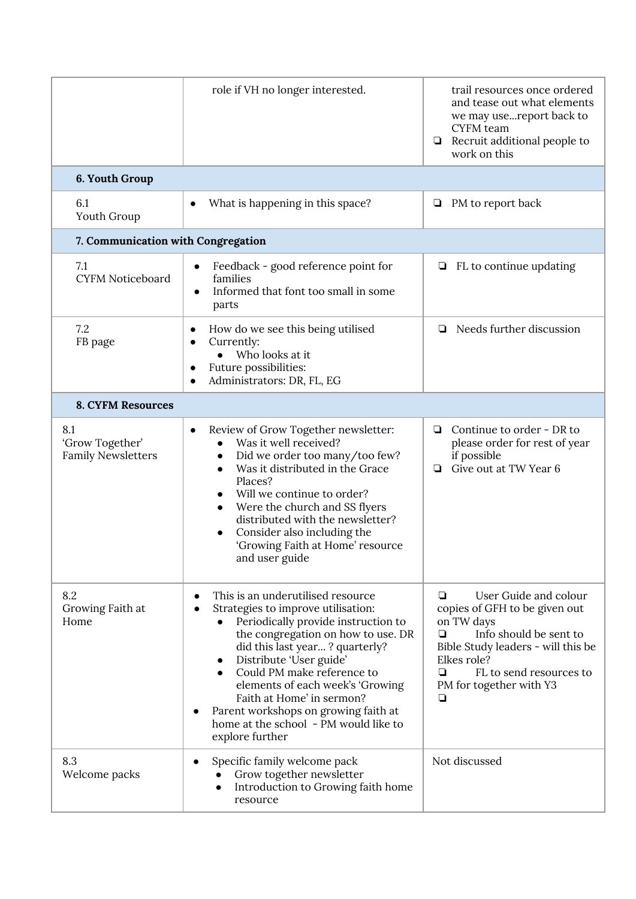| | | |
|---|---|---|
| | role if VH no longer interested. | ❏ trail resources once ordered and tease out what elements we may use…report back to CYFM team<br>❏ Recruit additional people to work on this |
| **6. Youth Group** | | |
| 6.1<br>Youth Group | • What is happening in this space? | ❏ PM to report back |
| **7. Communication with Congregation** | | |
| 7.1<br>CYFM Noticeboard | • Feedback - good reference point for families<br>• Informed that font too small in some parts | ❏ FL to continue updating |
| 7.2<br>FB page | • How do we see this being utilised<br>• Currently:<br>&nbsp;&nbsp;&nbsp;&nbsp;• Who looks at it<br>• Future possibilities:<br>• Administrators: DR, FL, EG | ❏ Needs further discussion |
| **8. CYFM Resources** | | |
| 8.1<br>'Grow Together' Family Newsletters | • Review of Grow Together newsletter:<br>&nbsp;&nbsp;&nbsp;&nbsp;• Was it well received?<br>&nbsp;&nbsp;&nbsp;&nbsp;• Did we order too many/too few?<br>&nbsp;&nbsp;&nbsp;&nbsp;• Was it distributed in the Grace Places?<br>&nbsp;&nbsp;&nbsp;&nbsp;• Will we continue to order?<br>&nbsp;&nbsp;&nbsp;&nbsp;• Were the church and SS flyers distributed with the newsletter?<br>&nbsp;&nbsp;&nbsp;&nbsp;• Consider also including the 'Growing Faith at Home' resource and user guide | ❏ Continue to order - DR to please order for rest of year if possible<br>❏ Give out at TW Year 6 |
| 8.2<br>Growing Faith at Home | • This is an underutilised resource<br>• Strategies to improve utilisation:<br>&nbsp;&nbsp;&nbsp;&nbsp;• Periodically provide instruction to the congregation on how to use. DR did this last year… ? quarterly?<br>&nbsp;&nbsp;&nbsp;&nbsp;• Distribute 'User guide'<br>&nbsp;&nbsp;&nbsp;&nbsp;• Could PM make reference to elements of each week's 'Growing Faith at Home' in sermon?<br>• Parent workshops on growing faith at home at the school - PM would like to explore further | ❏ User Guide and colour copies of GFH to be given out on TW days<br>❏ Info should be sent to Bible Study leaders - will this be Elkes role?<br>❏ FL to send resources to PM for together with Y3<br>❏ |
| 8.3<br>Welcome packs | • Specific family welcome pack<br>&nbsp;&nbsp;&nbsp;&nbsp;• Grow together newsletter<br>&nbsp;&nbsp;&nbsp;&nbsp;• Introduction to Growing faith home resource | Not discussed |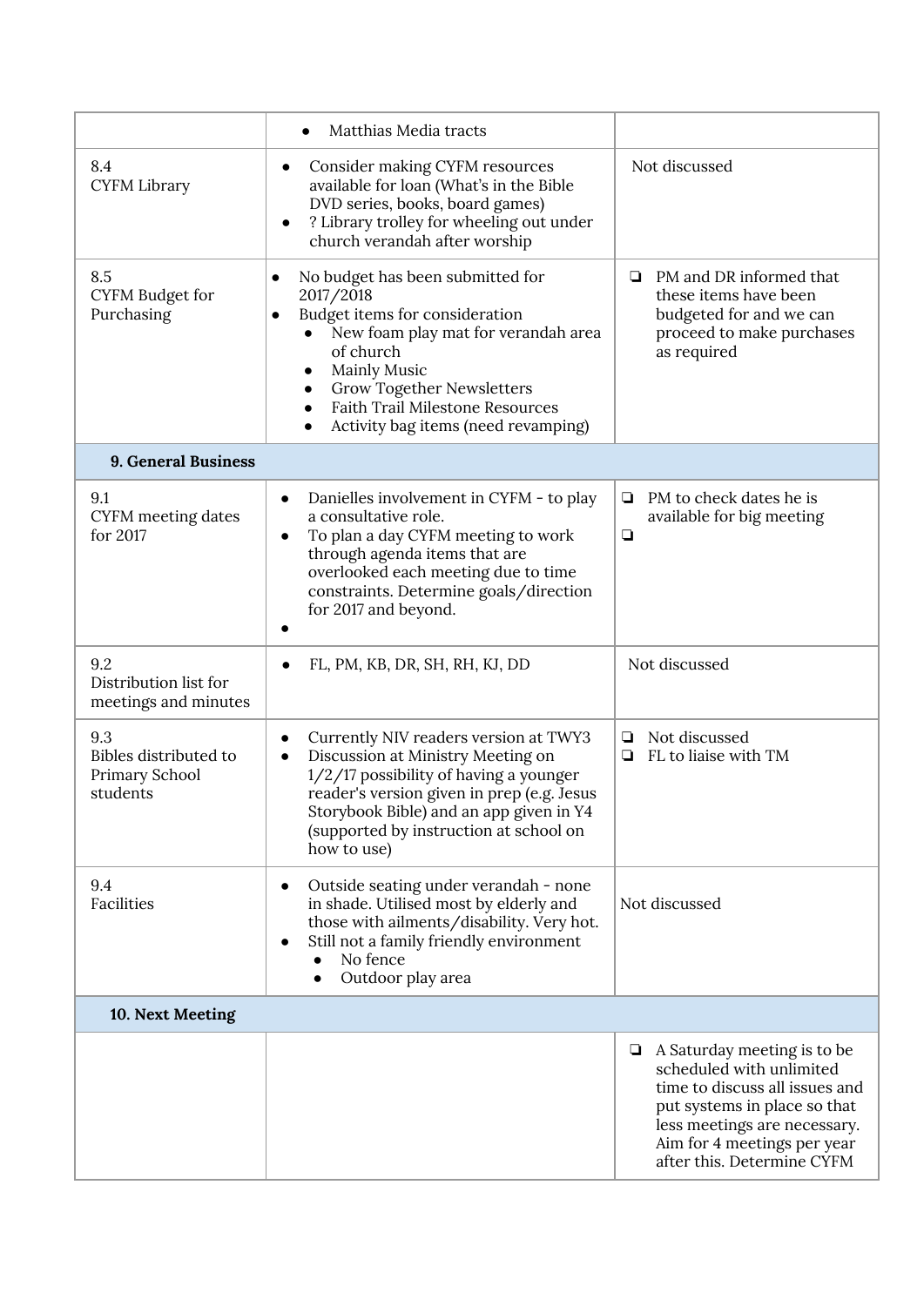| | | |
|---|---|---|
| | • Matthias Media tracts | |
| 8.4<br>CYFM Library | • Consider making CYFM resources available for loan (What's in the Bible DVD series, books, board games)<br>• ? Library trolley for wheeling out under church verandah after worship | Not discussed |
| 8.5<br>CYFM Budget for Purchasing | • No budget has been submitted for 2017/2018<br>• Budget items for consideration<br>  • New foam play mat for verandah area of church<br>  • Mainly Music<br>  • Grow Together Newsletters<br>  • Faith Trail Milestone Resources<br>  • Activity bag items (need revamping) | ❏ PM and DR informed that these items have been budgeted for and we can proceed to make purchases as required |
| **9. General Business** | | |
| 9.1<br>CYFM meeting dates for 2017 | • Danielles involvement in CYFM - to play a consultative role.<br>• To plan a day CYFM meeting to work through agenda items that are overlooked each meeting due to time constraints. Determine goals/direction for 2017 and beyond.<br>• | ❏ PM to check dates he is available for big meeting<br>❏ |
| 9.2<br>Distribution list for meetings and minutes | • FL, PM, KB, DR, SH, RH, KJ, DD | Not discussed |
| 9.3<br>Bibles distributed to Primary School students | • Currently NIV readers version at TWY3<br>• Discussion at Ministry Meeting on 1/2/17 possibility of having a younger reader's version given in prep (e.g. Jesus Storybook Bible) and an app given in Y4 (supported by instruction at school on how to use) | ❏ Not discussed<br>❏ FL to liaise with TM |
| 9.4<br>Facilities | • Outside seating under verandah - none in shade. Utilised most by elderly and those with ailments/disability. Very hot.<br>• Still not a family friendly environment<br>  • No fence<br>  • Outdoor play area | Not discussed |
| **10. Next Meeting** | | |
| | | ❏ A Saturday meeting is to be scheduled with unlimited time to discuss all issues and put systems in place so that less meetings are necessary. Aim for 4 meetings per year after this. Determine CYFM |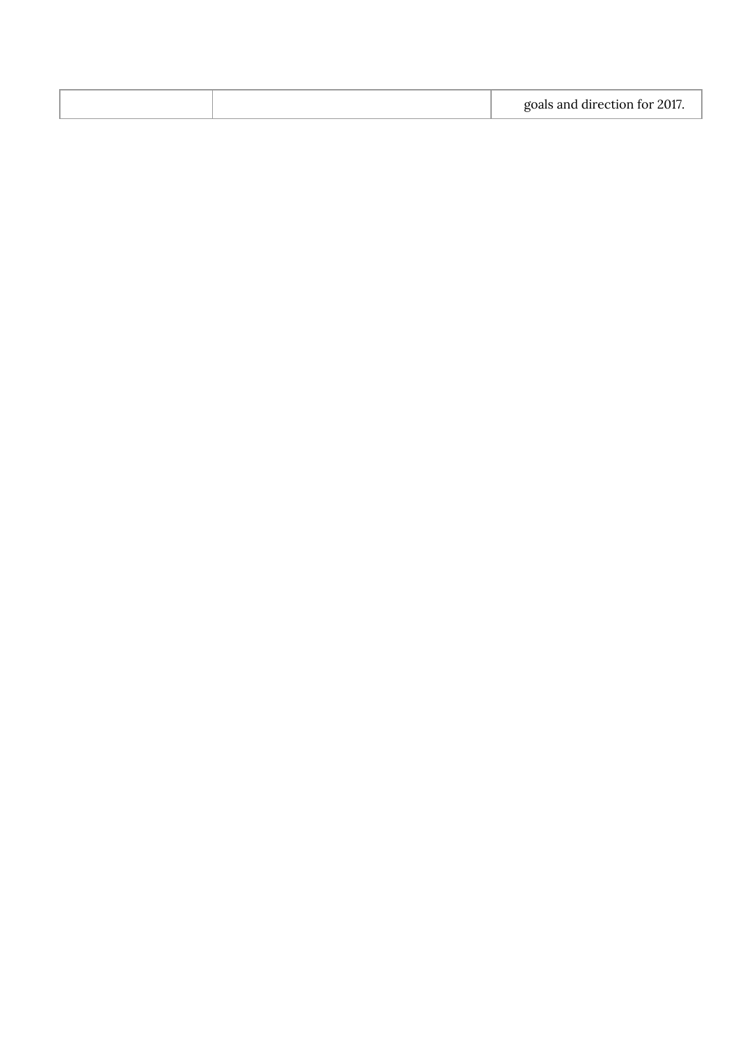| | | |
|---|---|---|
| | | goals and direction for 2017. |